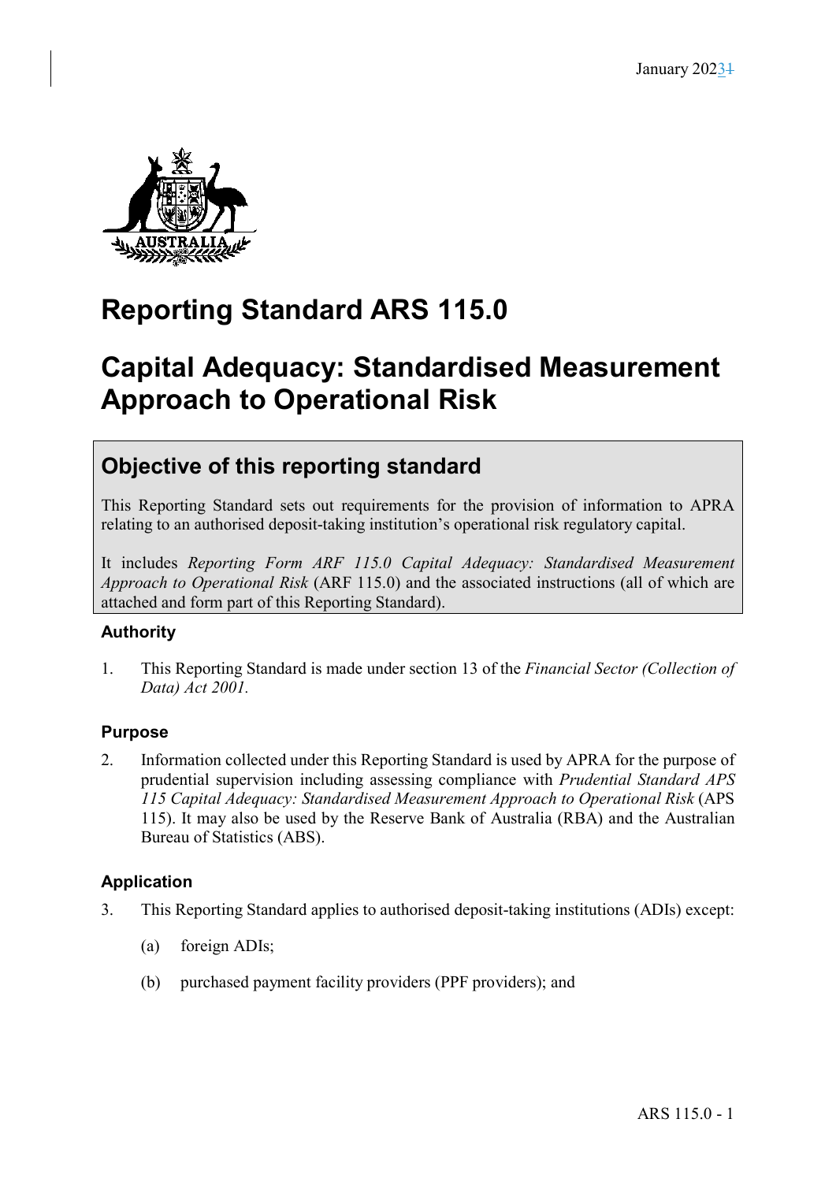January 20231

# Reporting Standard ARS 115.0

# Capital Adequacy: Standardised Measurement Approach to Operational Risk

## Objective of this reporting standard

This Reporting Standard sets out requirements for the provision of information to APRA relating to an authorised deposit-taking institution's operational risk regulatory capital.

It includes *Reporting Form ARF 115.0 Capital Adequacy: Standardised Measurement Approach to Operational Risk* (ARF 115.0) and the associated instructions (all of which are attached and form part of this Reporting Standard).

### Authority

1. This Reporting Standard is made under section 13 of the *Financial Sector (Collection of Data) Act 2001.*

### Purpose

2. Information collected under this Reporting Standard is used by APRA for the purpose of prudential supervision including assessing compliance with *Prudential Standard APS 115 Capital Adequacy: Standardised Measurement Approach to Operational Risk* (APS 115). It may also be used by the Reserve Bank of Australia (RBA) and the Australian Bureau of Statistics (ABS).

### Application

3. This Reporting Standard applies to authorised deposit-taking institutions (ADIs) except:

   (a) foreign ADIs;

   (b) purchased payment facility providers (PPF providers); and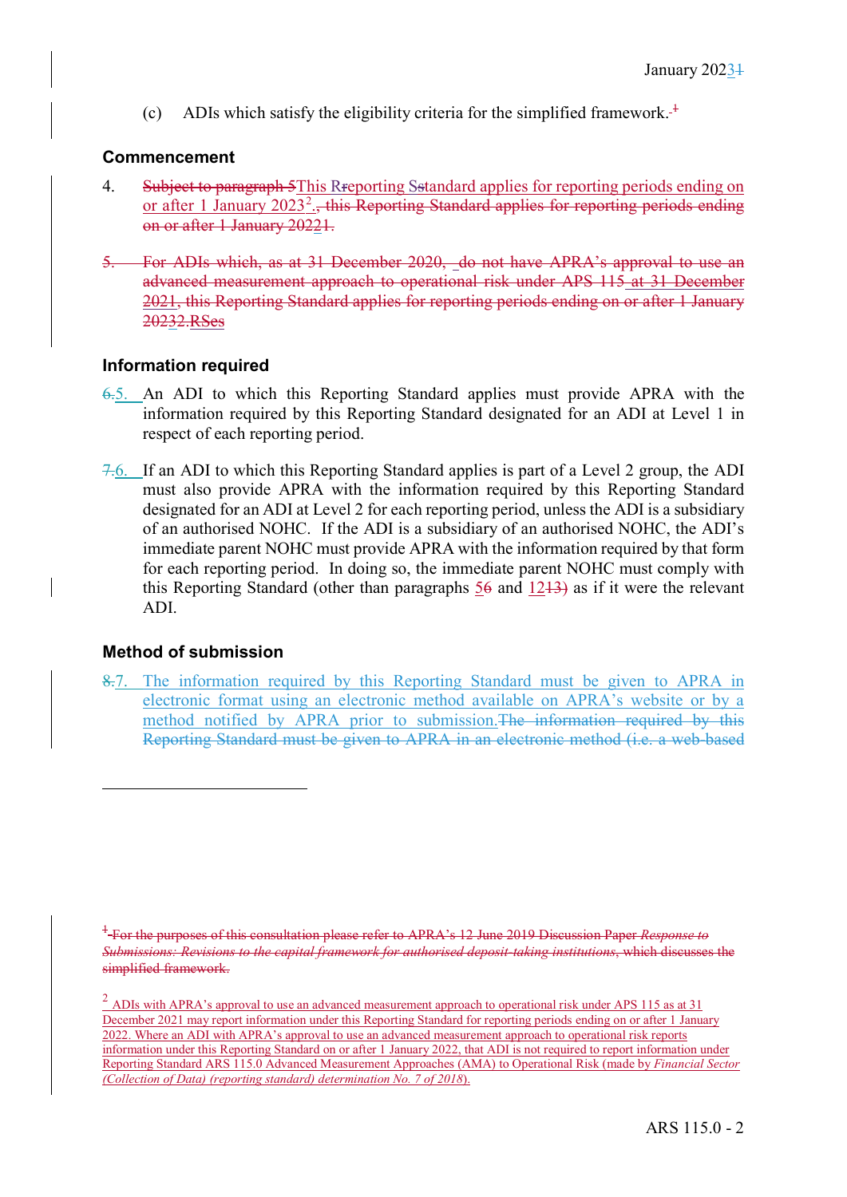(c) ADIs which satisfy the eligibility criteria for the simplified framework.[1]

## Commencement

4. Subject to paragraph 5This Rreporting Sstandard applies for reporting periods ending on or after 1 January 2023[2]., this Reporting Standard applies for reporting periods ending on or after 1 January 20221.

5. For ADIs which, as at 31 December 2020, do not have APRA's approval to use an advanced measurement approach to operational risk under APS 115 at 31 December 2021, this Reporting Standard applies for reporting periods ending on or after 1 January 20232.RSes

## Information required

6.5. An ADI to which this Reporting Standard applies must provide APRA with the information required by this Reporting Standard designated for an ADI at Level 1 in respect of each reporting period.

7.6. If an ADI to which this Reporting Standard applies is part of a Level 2 group, the ADI must also provide APRA with the information required by this Reporting Standard designated for an ADI at Level 2 for each reporting period, unless the ADI is a subsidiary of an authorised NOHC. If the ADI is a subsidiary of an authorised NOHC, the ADI's immediate parent NOHC must provide APRA with the information required by that form for each reporting period. In doing so, the immediate parent NOHC must comply with this Reporting Standard (other than paragraphs 56 and 1213) as if it were the relevant ADI.

## Method of submission

8.7. The information required by this Reporting Standard must be given to APRA in electronic format using an electronic method available on APRA's website or by a method notified by APRA prior to submission.The information required by this Reporting Standard must be given to APRA in an electronic method (i.e. a web-based

---

[1] For the purposes of this consultation please refer to APRA's 12 June 2019 Discussion Paper *Response to Submissions: Revisions to the capital framework for authorised deposit-taking institutions*, which discusses the simplified framework.

[2] ADIs with APRA's approval to use an advanced measurement approach to operational risk under APS 115 as at 31 December 2021 may report information under this Reporting Standard for reporting periods ending on or after 1 January 2022. Where an ADI with APRA's approval to use an advanced measurement approach to operational risk reports information under this Reporting Standard on or after 1 January 2022, that ADI is not required to report information under Reporting Standard ARS 115.0 Advanced Measurement Approaches (AMA) to Operational Risk (made by *Financial Sector (Collection of Data) (reporting standard) determination No. 7 of 2018*).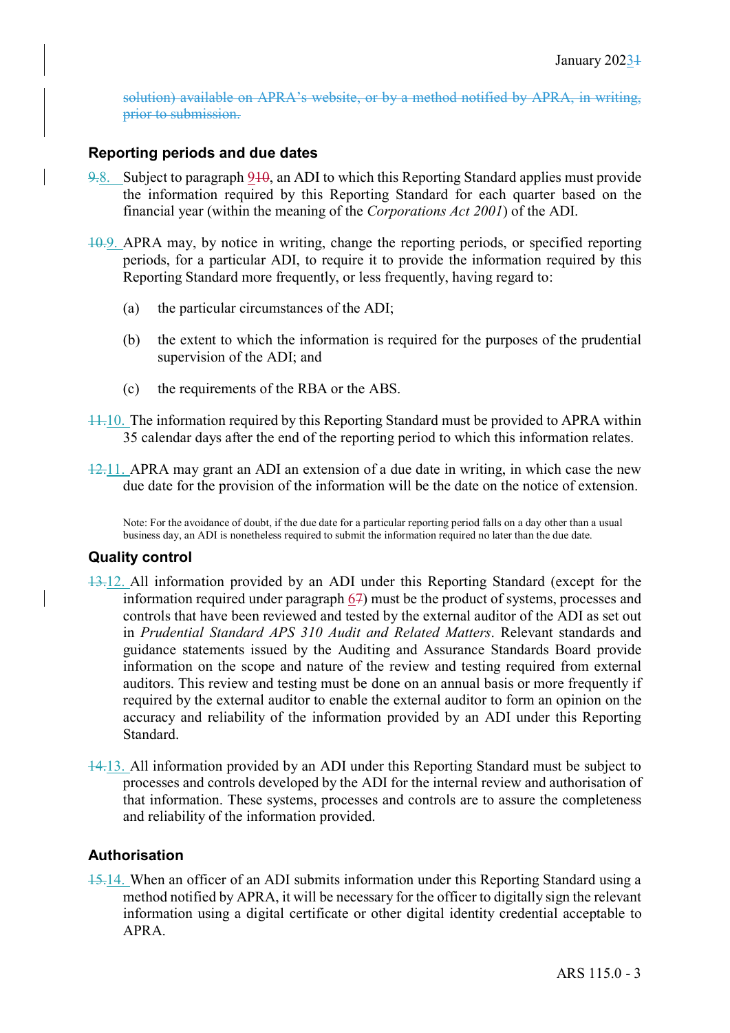solution) available on APRA's website, or by a method notified by APRA, in writing, prior to submission.

## Reporting periods and due dates

9.8. Subject to paragraph 910, an ADI to which this Reporting Standard applies must provide the information required by this Reporting Standard for each quarter based on the financial year (within the meaning of the *Corporations Act 2001*) of the ADI.

10.9. APRA may, by notice in writing, change the reporting periods, or specified reporting periods, for a particular ADI, to require it to provide the information required by this Reporting Standard more frequently, or less frequently, having regard to:

(a) the particular circumstances of the ADI;

(b) the extent to which the information is required for the purposes of the prudential supervision of the ADI; and

(c) the requirements of the RBA or the ABS.

11.10. The information required by this Reporting Standard must be provided to APRA within 35 calendar days after the end of the reporting period to which this information relates.

12.11. APRA may grant an ADI an extension of a due date in writing, in which case the new due date for the provision of the information will be the date on the notice of extension.

Note: For the avoidance of doubt, if the due date for a particular reporting period falls on a day other than a usual business day, an ADI is nonetheless required to submit the information required no later than the due date.

## Quality control

13.12. All information provided by an ADI under this Reporting Standard (except for the information required under paragraph 67) must be the product of systems, processes and controls that have been reviewed and tested by the external auditor of the ADI as set out in *Prudential Standard APS 310 Audit and Related Matters*. Relevant standards and guidance statements issued by the Auditing and Assurance Standards Board provide information on the scope and nature of the review and testing required from external auditors. This review and testing must be done on an annual basis or more frequently if required by the external auditor to enable the external auditor to form an opinion on the accuracy and reliability of the information provided by an ADI under this Reporting Standard.

14.13. All information provided by an ADI under this Reporting Standard must be subject to processes and controls developed by the ADI for the internal review and authorisation of that information. These systems, processes and controls are to assure the completeness and reliability of the information provided.

## Authorisation

15.14. When an officer of an ADI submits information under this Reporting Standard using a method notified by APRA, it will be necessary for the officer to digitally sign the relevant information using a digital certificate or other digital identity credential acceptable to APRA.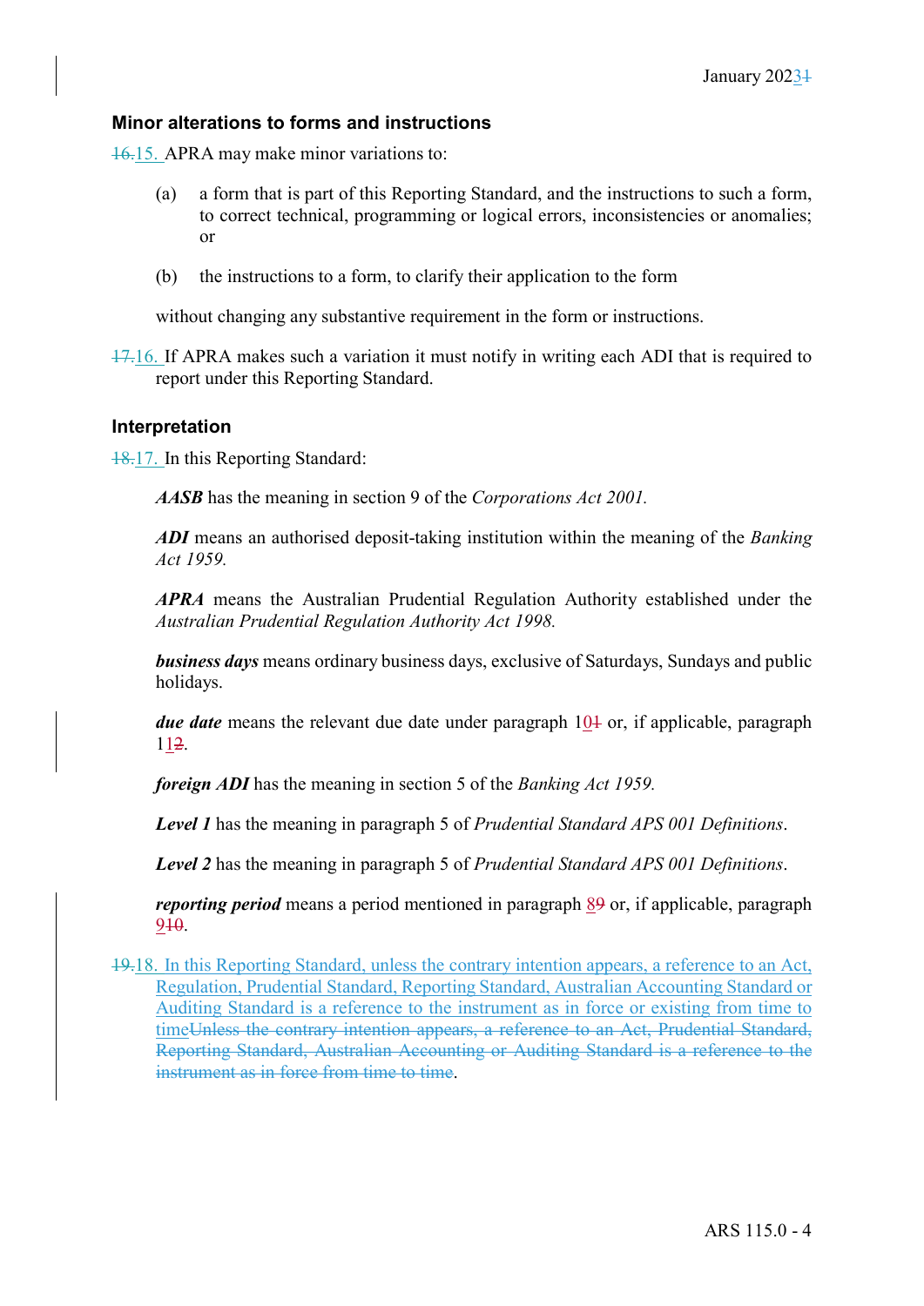## Minor alterations to forms and instructions

~~16.~~15. APRA may make minor variations to:

(a) a form that is part of this Reporting Standard, and the instructions to such a form, to correct technical, programming or logical errors, inconsistencies or anomalies; or

(b) the instructions to a form, to clarify their application to the form

without changing any substantive requirement in the form or instructions.

~~17.~~16. If APRA makes such a variation it must notify in writing each ADI that is required to report under this Reporting Standard.

## Interpretation

~~18.~~17. In this Reporting Standard:

***AASB*** has the meaning in section 9 of the *Corporations Act 2001.*

***ADI*** means an authorised deposit-taking institution within the meaning of the *Banking Act 1959.*

***APRA*** means the Australian Prudential Regulation Authority established under the *Australian Prudential Regulation Authority Act 1998.*

***business days*** means ordinary business days, exclusive of Saturdays, Sundays and public holidays.

***due date*** means the relevant due date under paragraph 10~~1~~ or, if applicable, paragraph 11~~2~~.

***foreign ADI*** has the meaning in section 5 of the *Banking Act 1959.*

***Level 1*** has the meaning in paragraph 5 of *Prudential Standard APS 001 Definitions*.

***Level 2*** has the meaning in paragraph 5 of *Prudential Standard APS 001 Definitions*.

***reporting period*** means a period mentioned in paragraph 8~~9~~ or, if applicable, paragraph 9~~10~~.

~~19.~~18. In this Reporting Standard, unless the contrary intention appears, a reference to an Act, Regulation, Prudential Standard, Reporting Standard, Australian Accounting Standard or Auditing Standard is a reference to the instrument as in force or existing from time to time~~Unless the contrary intention appears, a reference to an Act, Prudential Standard, Reporting Standard, Australian Accounting or Auditing Standard is a reference to the instrument as in force from time to time~~.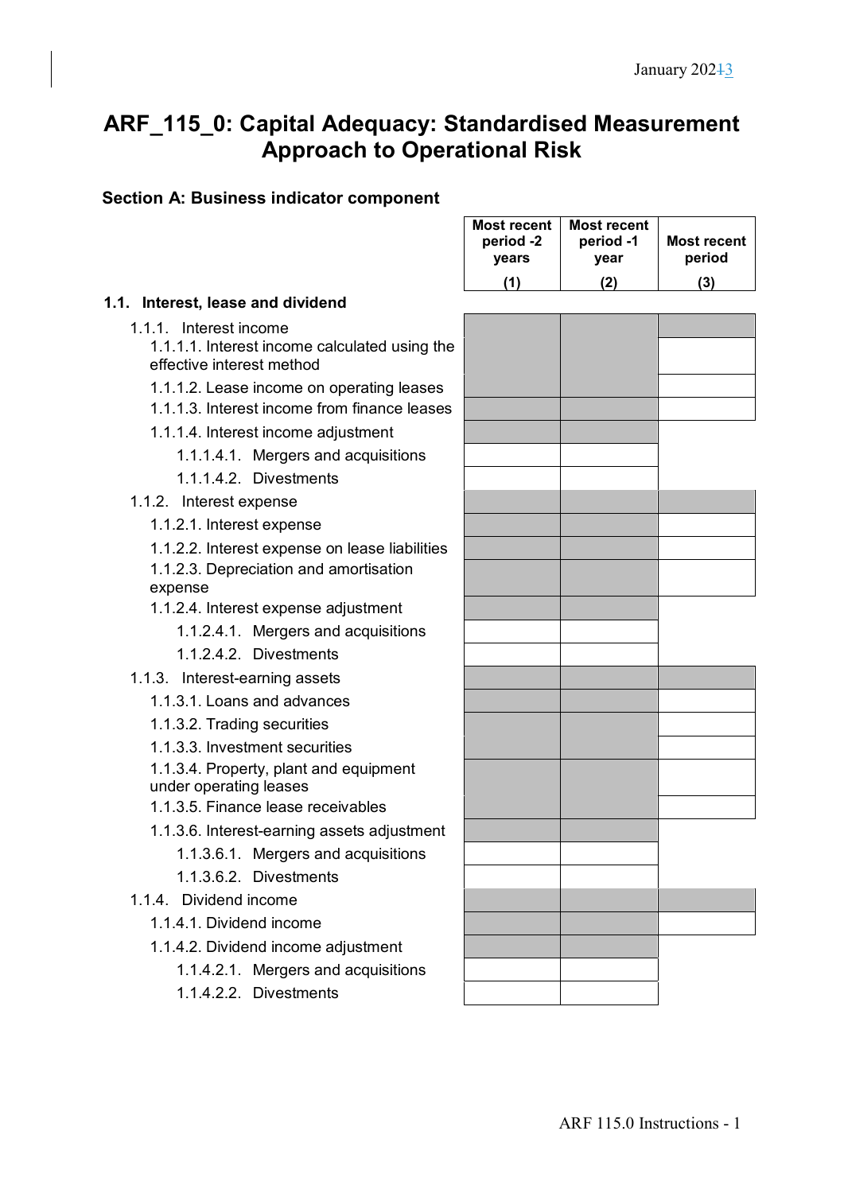# ARF_115_0: Capital Adequacy: Standardised Measurement Approach to Operational Risk

## Section A: Business indicator component

| | Most recent period -2 years (1) | Most recent period -1 year (2) | Most recent period (3) |
|---|---|---|---|
| **1.1. Interest, lease and dividend** | | | |
| 1.1.1. Interest income | | | |
| 1.1.1.1. Interest income calculated using the effective interest method | | | |
| 1.1.1.2. Lease income on operating leases | | | |
| 1.1.1.3. Interest income from finance leases | | | |
| 1.1.1.4. Interest income adjustment | | | |
| 1.1.1.4.1. Mergers and acquisitions | | | |
| 1.1.1.4.2. Divestments | | | |
| 1.1.2. Interest expense | | | |
| 1.1.2.1. Interest expense | | | |
| 1.1.2.2. Interest expense on lease liabilities | | | |
| 1.1.2.3. Depreciation and amortisation expense | | | |
| 1.1.2.4. Interest expense adjustment | | | |
| 1.1.2.4.1. Mergers and acquisitions | | | |
| 1.1.2.4.2. Divestments | | | |
| 1.1.3. Interest-earning assets | | | |
| 1.1.3.1. Loans and advances | | | |
| 1.1.3.2. Trading securities | | | |
| 1.1.3.3. Investment securities | | | |
| 1.1.3.4. Property, plant and equipment under operating leases | | | |
| 1.1.3.5. Finance lease receivables | | | |
| 1.1.3.6. Interest-earning assets adjustment | | | |
| 1.1.3.6.1. Mergers and acquisitions | | | |
| 1.1.3.6.2. Divestments | | | |
| 1.1.4. Dividend income | | | |
| 1.1.4.1. Dividend income | | | |
| 1.1.4.2. Dividend income adjustment | | | |
| 1.1.4.2.1. Mergers and acquisitions | | | |
| 1.1.4.2.2. Divestments | | | |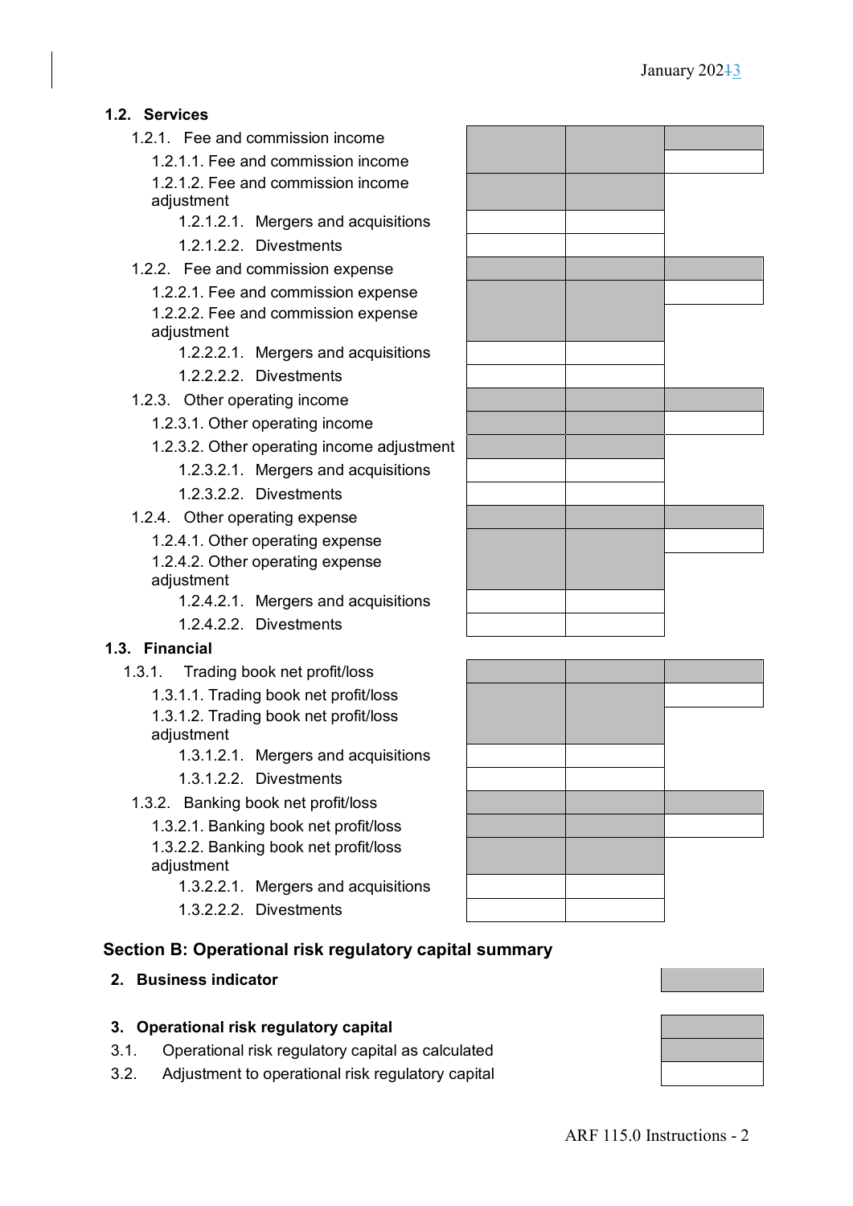**1.2. Services**

- 1.2.1. Fee and commission income
  - 1.2.1.1. Fee and commission income
  - 1.2.1.2. Fee and commission income adjustment
    - 1.2.1.2.1. Mergers and acquisitions
    - 1.2.1.2.2. Divestments
- 1.2.2. Fee and commission expense
  - 1.2.2.1. Fee and commission expense
  - 1.2.2.2. Fee and commission expense adjustment
    - 1.2.2.2.1. Mergers and acquisitions
    - 1.2.2.2.2. Divestments
- 1.2.3. Other operating income
  - 1.2.3.1. Other operating income
  - 1.2.3.2. Other operating income adjustment
    - 1.2.3.2.1. Mergers and acquisitions
    - 1.2.3.2.2. Divestments
- 1.2.4. Other operating expense
  - 1.2.4.1. Other operating expense
  - 1.2.4.2. Other operating expense adjustment
    - 1.2.4.2.1. Mergers and acquisitions
    - 1.2.4.2.2. Divestments

**1.3. Financial**

- 1.3.1. Trading book net profit/loss
  - 1.3.1.1. Trading book net profit/loss
  - 1.3.1.2. Trading book net profit/loss adjustment
    - 1.3.1.2.1. Mergers and acquisitions
    - 1.3.1.2.2. Divestments
- 1.3.2. Banking book net profit/loss
  - 1.3.2.1. Banking book net profit/loss
  - 1.3.2.2. Banking book net profit/loss adjustment
    - 1.3.2.2.1. Mergers and acquisitions
    - 1.3.2.2.2. Divestments

## Section B: Operational risk regulatory capital summary

**2. Business indicator**

**3. Operational risk regulatory capital**

3.1. Operational risk regulatory capital as calculated

3.2. Adjustment to operational risk regulatory capital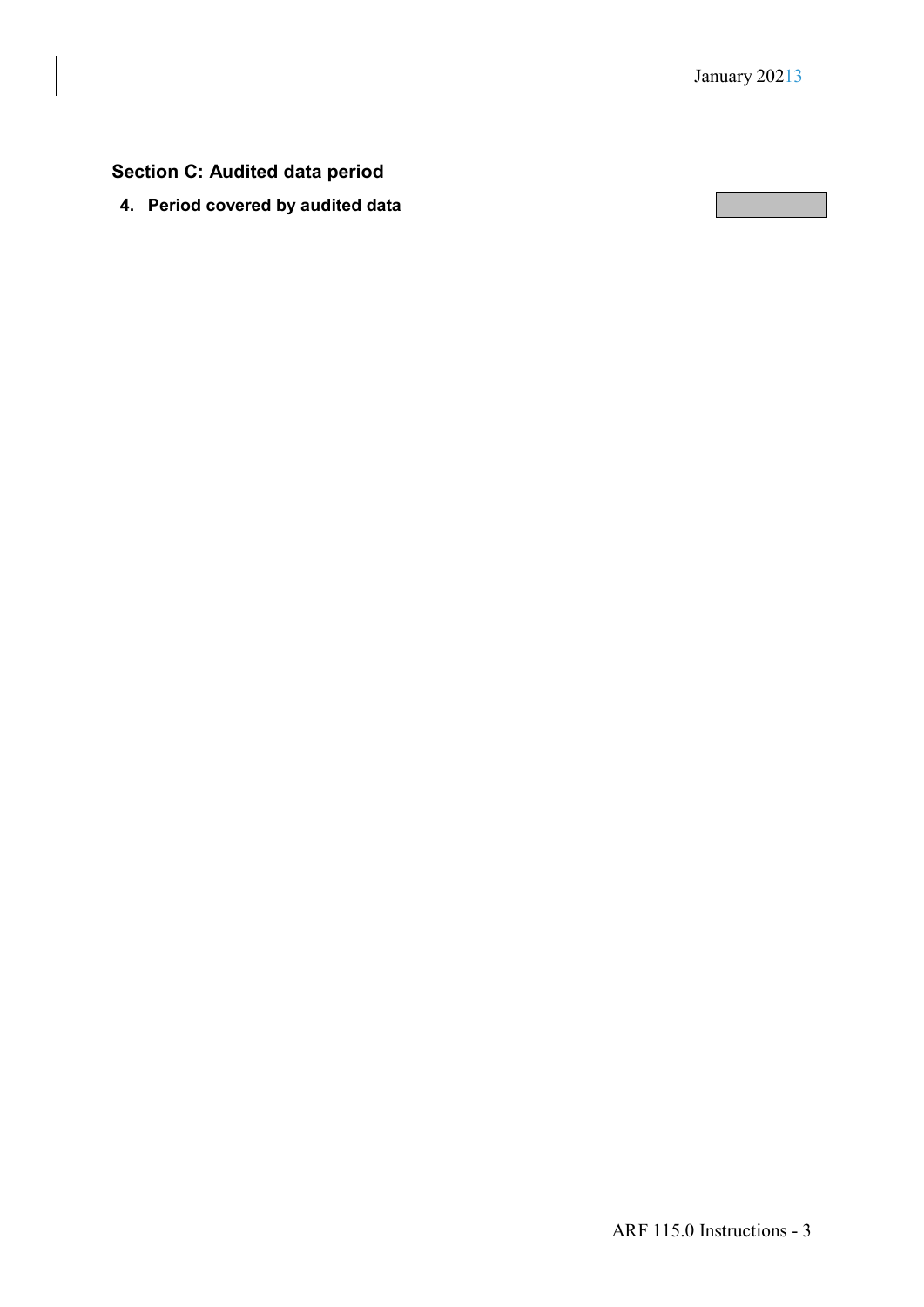## Section C: Audited data period

4. **Period covered by audited data**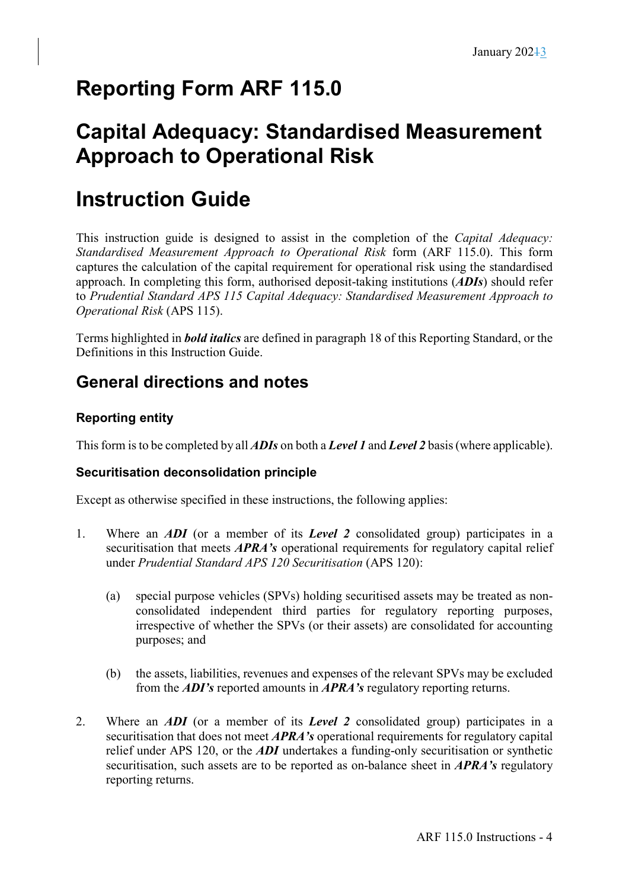# Reporting Form ARF 115.0

# Capital Adequacy: Standardised Measurement Approach to Operational Risk

# Instruction Guide

This instruction guide is designed to assist in the completion of the *Capital Adequacy: Standardised Measurement Approach to Operational Risk* form (ARF 115.0). This form captures the calculation of the capital requirement for operational risk using the standardised approach. In completing this form, authorised deposit-taking institutions (***ADIs***) should refer to *Prudential Standard APS 115 Capital Adequacy: Standardised Measurement Approach to Operational Risk* (APS 115).

Terms highlighted in ***bold italics*** are defined in paragraph 18 of this Reporting Standard, or the Definitions in this Instruction Guide.

## General directions and notes

### Reporting entity

This form is to be completed by all ***ADIs*** on both a ***Level 1*** and ***Level 2*** basis (where applicable).

### Securitisation deconsolidation principle

Except as otherwise specified in these instructions, the following applies:

1. Where an ***ADI*** (or a member of its ***Level 2*** consolidated group) participates in a securitisation that meets ***APRA's*** operational requirements for regulatory capital relief under *Prudential Standard APS 120 Securitisation* (APS 120):

   (a) special purpose vehicles (SPVs) holding securitised assets may be treated as non-consolidated independent third parties for regulatory reporting purposes, irrespective of whether the SPVs (or their assets) are consolidated for accounting purposes; and

   (b) the assets, liabilities, revenues and expenses of the relevant SPVs may be excluded from the ***ADI's*** reported amounts in ***APRA's*** regulatory reporting returns.

2. Where an ***ADI*** (or a member of its ***Level 2*** consolidated group) participates in a securitisation that does not meet ***APRA's*** operational requirements for regulatory capital relief under APS 120, or the ***ADI*** undertakes a funding-only securitisation or synthetic securitisation, such assets are to be reported as on-balance sheet in ***APRA's*** regulatory reporting returns.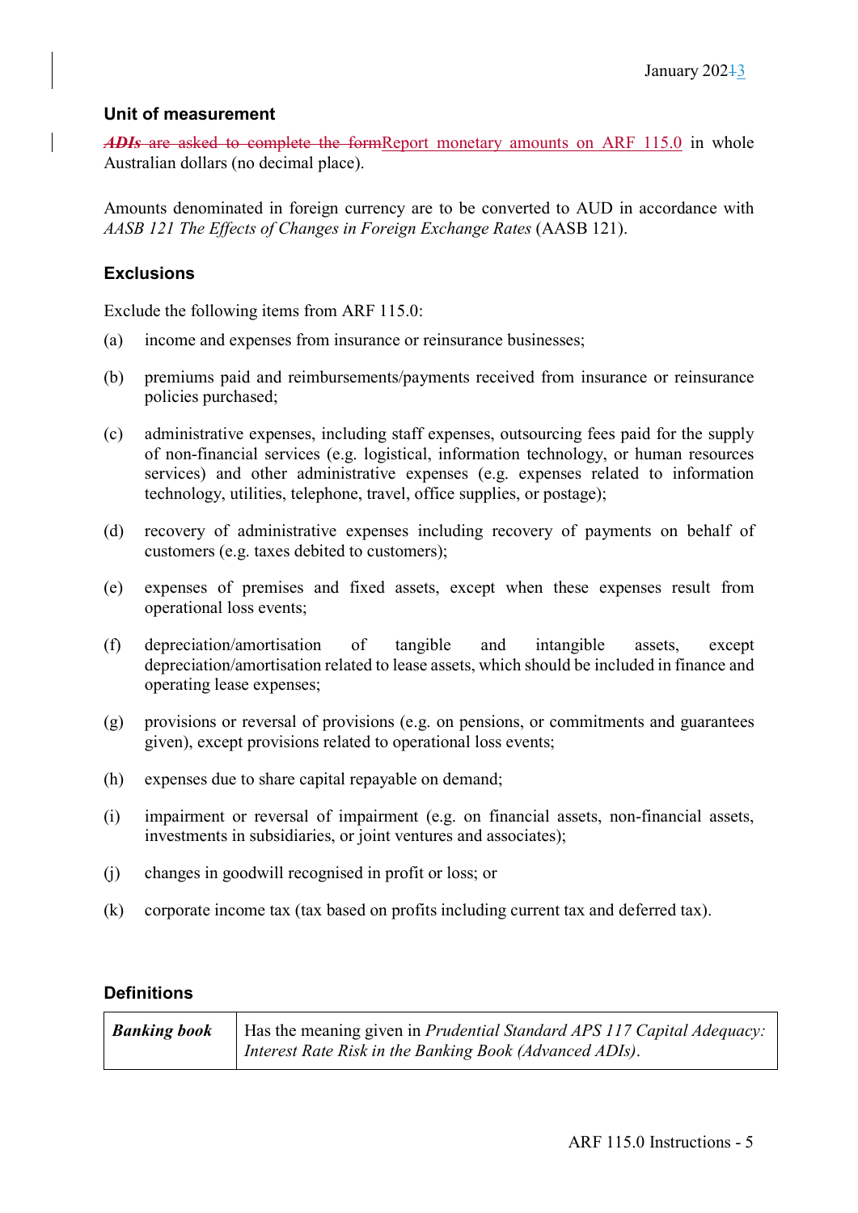## Unit of measurement

~~*ADIs* are asked to complete the form~~Report monetary amounts on ARF 115.0 in whole Australian dollars (no decimal place).

Amounts denominated in foreign currency are to be converted to AUD in accordance with *AASB 121 The Effects of Changes in Foreign Exchange Rates* (AASB 121).

## Exclusions

Exclude the following items from ARF 115.0:

(a) income and expenses from insurance or reinsurance businesses;

(b) premiums paid and reimbursements/payments received from insurance or reinsurance policies purchased;

(c) administrative expenses, including staff expenses, outsourcing fees paid for the supply of non-financial services (e.g. logistical, information technology, or human resources services) and other administrative expenses (e.g. expenses related to information technology, utilities, telephone, travel, office supplies, or postage);

(d) recovery of administrative expenses including recovery of payments on behalf of customers (e.g. taxes debited to customers);

(e) expenses of premises and fixed assets, except when these expenses result from operational loss events;

(f) depreciation/amortisation of tangible and intangible assets, except depreciation/amortisation related to lease assets, which should be included in finance and operating lease expenses;

(g) provisions or reversal of provisions (e.g. on pensions, or commitments and guarantees given), except provisions related to operational loss events;

(h) expenses due to share capital repayable on demand;

(i) impairment or reversal of impairment (e.g. on financial assets, non-financial assets, investments in subsidiaries, or joint ventures and associates);

(j) changes in goodwill recognised in profit or loss; or

(k) corporate income tax (tax based on profits including current tax and deferred tax).

## Definitions

| | |
|---|---|
| ***Banking book*** | Has the meaning given in *Prudential Standard APS 117 Capital Adequacy: Interest Rate Risk in the Banking Book (Advanced ADIs)*. |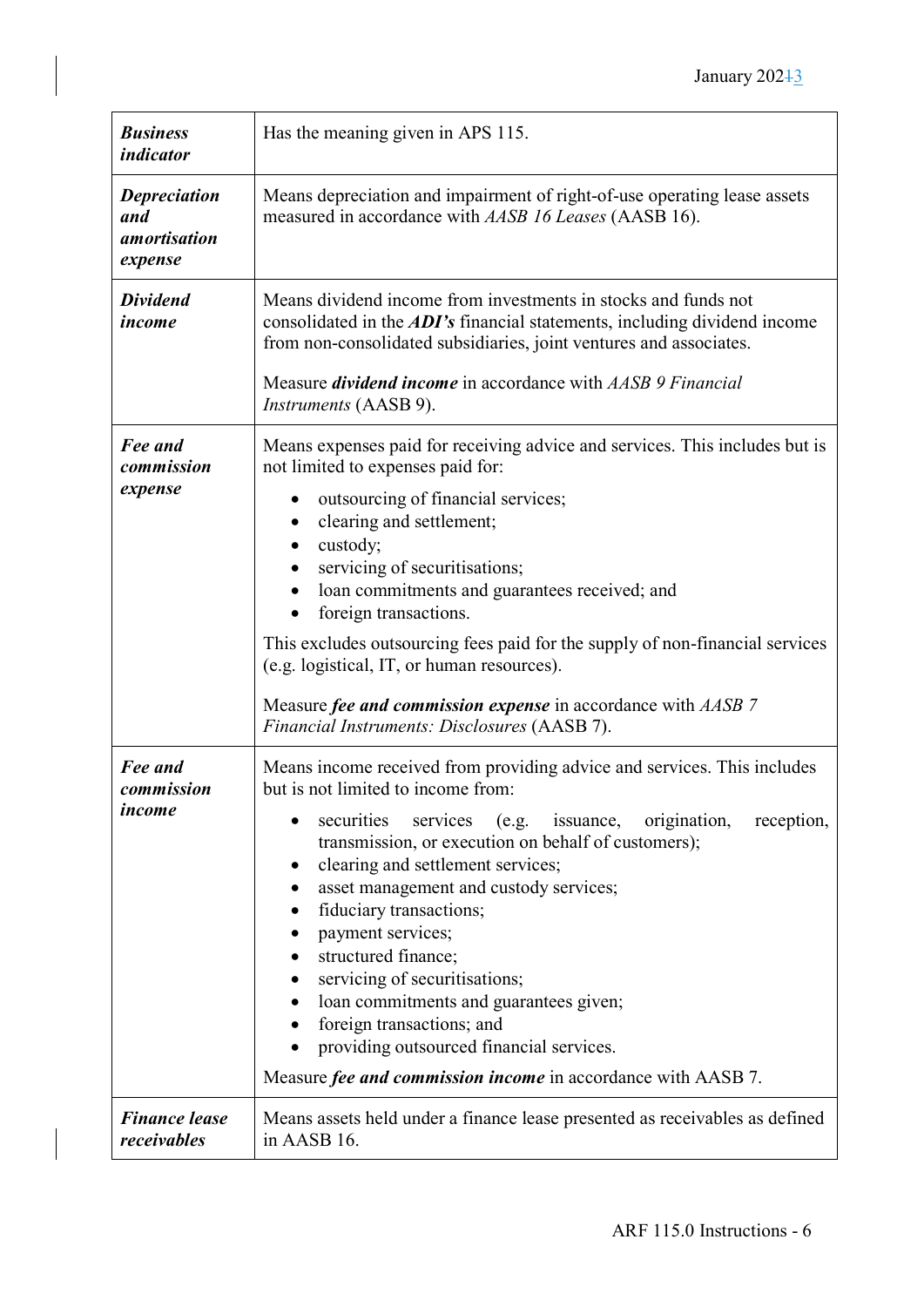| | |
|---|---|
| ***Business indicator*** | Has the meaning given in APS 115. |
| ***Depreciation and amortisation expense*** | Means depreciation and impairment of right-of-use operating lease assets measured in accordance with *AASB 16 Leases* (AASB 16). |
| ***Dividend income*** | Means dividend income from investments in stocks and funds not consolidated in the ***ADI's*** financial statements, including dividend income from non-consolidated subsidiaries, joint ventures and associates.<br><br>Measure ***dividend income*** in accordance with *AASB 9 Financial Instruments* (AASB 9). |
| ***Fee and commission expense*** | Means expenses paid for receiving advice and services. This includes but is not limited to expenses paid for:<br>• outsourcing of financial services;<br>• clearing and settlement;<br>• custody;<br>• servicing of securitisations;<br>• loan commitments and guarantees received; and<br>• foreign transactions.<br><br>This excludes outsourcing fees paid for the supply of non-financial services (e.g. logistical, IT, or human resources).<br><br>Measure ***fee and commission expense*** in accordance with *AASB 7 Financial Instruments: Disclosures* (AASB 7). |
| ***Fee and commission income*** | Means income received from providing advice and services. This includes but is not limited to income from:<br>• securities services (e.g. issuance, origination, reception, transmission, or execution on behalf of customers);<br>• clearing and settlement services;<br>• asset management and custody services;<br>• fiduciary transactions;<br>• payment services;<br>• structured finance;<br>• servicing of securitisations;<br>• loan commitments and guarantees given;<br>• foreign transactions; and<br>• providing outsourced financial services.<br><br>Measure ***fee and commission income*** in accordance with AASB 7. |
| ***Finance lease receivables*** | Means assets held under a finance lease presented as receivables as defined in AASB 16. |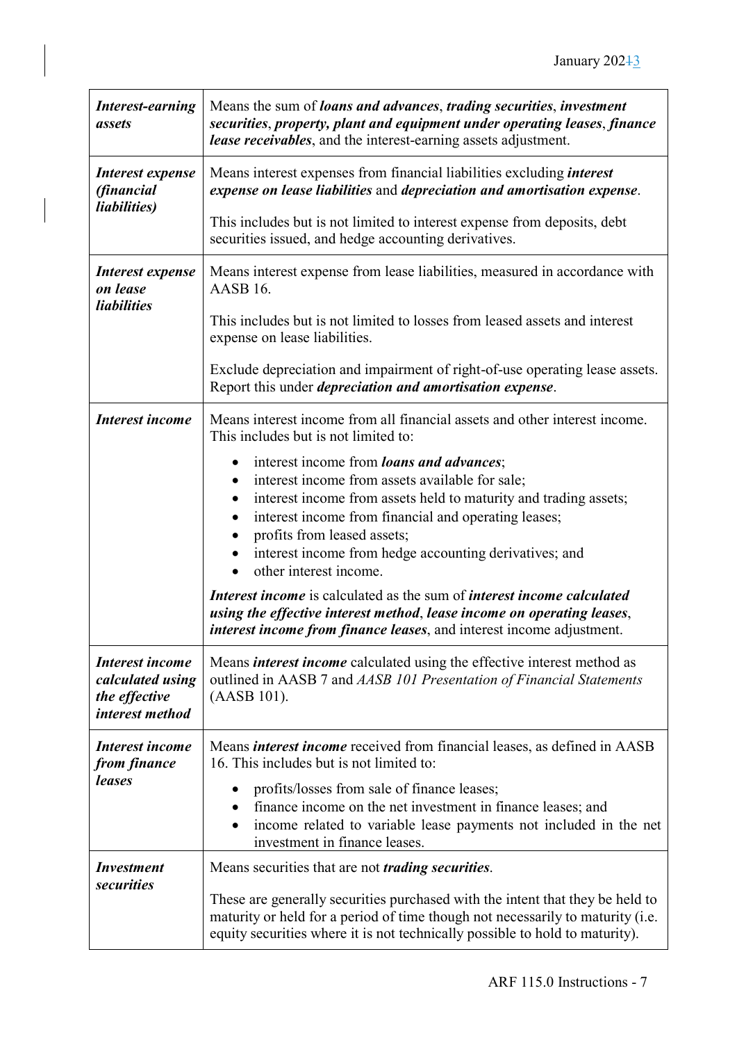| | |
|---|---|
| ***Interest-earning assets*** | Means the sum of ***loans and advances***, ***trading securities***, ***investment securities***, ***property, plant and equipment under operating leases***, ***finance lease receivables***, and the interest-earning assets adjustment. |
| ***Interest expense (financial liabilities)*** | Means interest expenses from financial liabilities excluding ***interest expense on lease liabilities*** and ***depreciation and amortisation expense***.<br><br>This includes but is not limited to interest expense from deposits, debt securities issued, and hedge accounting derivatives. |
| ***Interest expense on lease liabilities*** | Means interest expense from lease liabilities, measured in accordance with AASB 16.<br><br>This includes but is not limited to losses from leased assets and interest expense on lease liabilities.<br><br>Exclude depreciation and impairment of right-of-use operating lease assets. Report this under ***depreciation and amortisation expense***. |
| ***Interest income*** | Means interest income from all financial assets and other interest income. This includes but is not limited to:<br><br>• interest income from ***loans and advances***;<br>• interest income from assets available for sale;<br>• interest income from assets held to maturity and trading assets;<br>• interest income from financial and operating leases;<br>• profits from leased assets;<br>• interest income from hedge accounting derivatives; and<br>• other interest income.<br><br>***Interest income*** is calculated as the sum of ***interest income calculated using the effective interest method***, ***lease income on operating leases***, ***interest income from finance leases***, and interest income adjustment. |
| ***Interest income calculated using the effective interest method*** | Means ***interest income*** calculated using the effective interest method as outlined in AASB 7 and *AASB 101 Presentation of Financial Statements* (AASB 101). |
| ***Interest income from finance leases*** | Means ***interest income*** received from financial leases, as defined in AASB 16. This includes but is not limited to:<br><br>• profits/losses from sale of finance leases;<br>• finance income on the net investment in finance leases; and<br>• income related to variable lease payments not included in the net investment in finance leases. |
| ***Investment securities*** | Means securities that are not ***trading securities***.<br><br>These are generally securities purchased with the intent that they be held to maturity or held for a period of time though not necessarily to maturity (i.e. equity securities where it is not technically possible to hold to maturity). |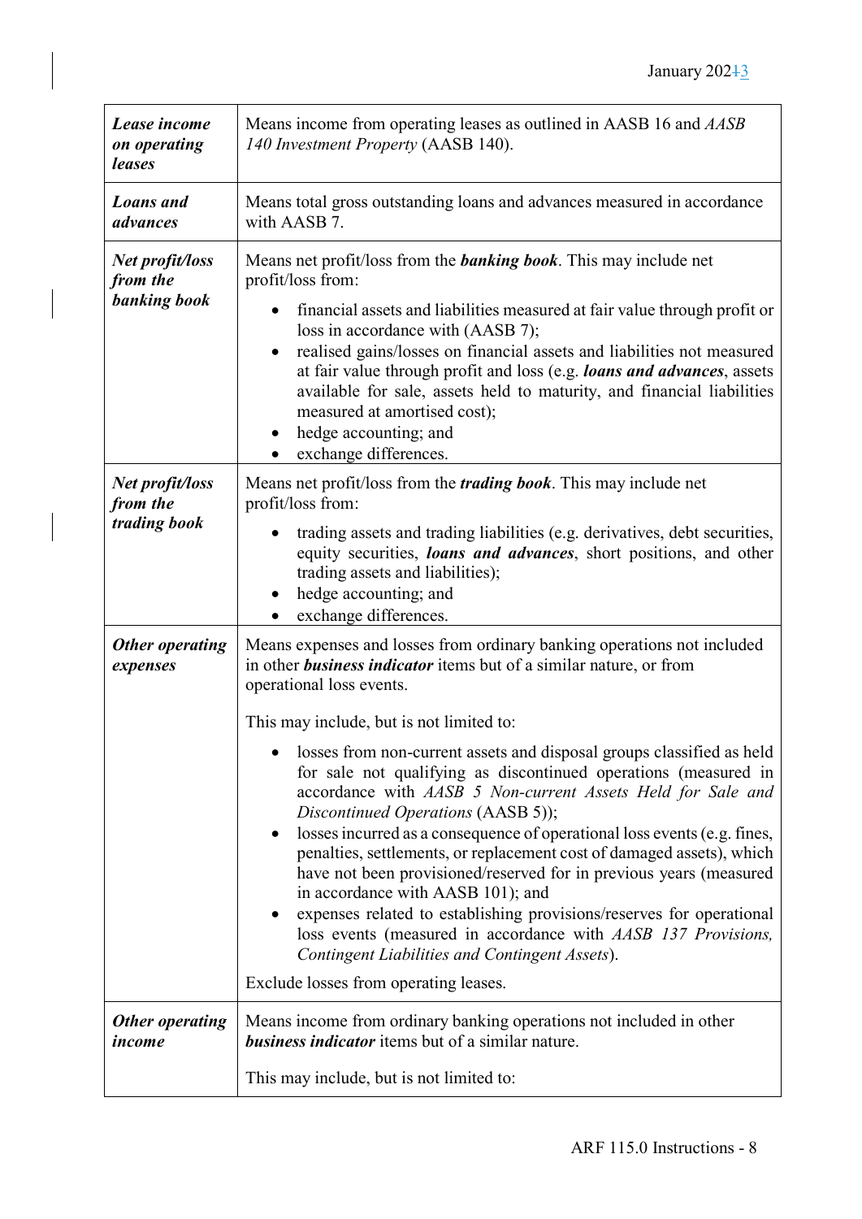| | |
|---|---|
| ***Lease income on operating leases*** | Means income from operating leases as outlined in AASB 16 and *AASB 140 Investment Property* (AASB 140). |
| ***Loans and advances*** | Means total gross outstanding loans and advances measured in accordance with AASB 7. |
| ***Net profit/loss from the banking book*** | Means net profit/loss from the ***banking book***. This may include net profit/loss from:<br>• financial assets and liabilities measured at fair value through profit or loss in accordance with (AASB 7);<br>• realised gains/losses on financial assets and liabilities not measured at fair value through profit and loss (e.g. ***loans and advances***, assets available for sale, assets held to maturity, and financial liabilities measured at amortised cost);<br>• hedge accounting; and<br>• exchange differences. |
| ***Net profit/loss from the trading book*** | Means net profit/loss from the ***trading book***. This may include net profit/loss from:<br>• trading assets and trading liabilities (e.g. derivatives, debt securities, equity securities, ***loans and advances***, short positions, and other trading assets and liabilities);<br>• hedge accounting; and<br>• exchange differences. |
| ***Other operating expenses*** | Means expenses and losses from ordinary banking operations not included in other ***business indicator*** items but of a similar nature, or from operational loss events.<br><br>This may include, but is not limited to:<br>• losses from non-current assets and disposal groups classified as held for sale not qualifying as discontinued operations (measured in accordance with *AASB 5 Non-current Assets Held for Sale and Discontinued Operations* (AASB 5));<br>• losses incurred as a consequence of operational loss events (e.g. fines, penalties, settlements, or replacement cost of damaged assets), which have not been provisioned/reserved for in previous years (measured in accordance with AASB 101); and<br>• expenses related to establishing provisions/reserves for operational loss events (measured in accordance with *AASB 137 Provisions, Contingent Liabilities and Contingent Assets*).<br><br>Exclude losses from operating leases. |
| ***Other operating income*** | Means income from ordinary banking operations not included in other ***business indicator*** items but of a similar nature.<br><br>This may include, but is not limited to: |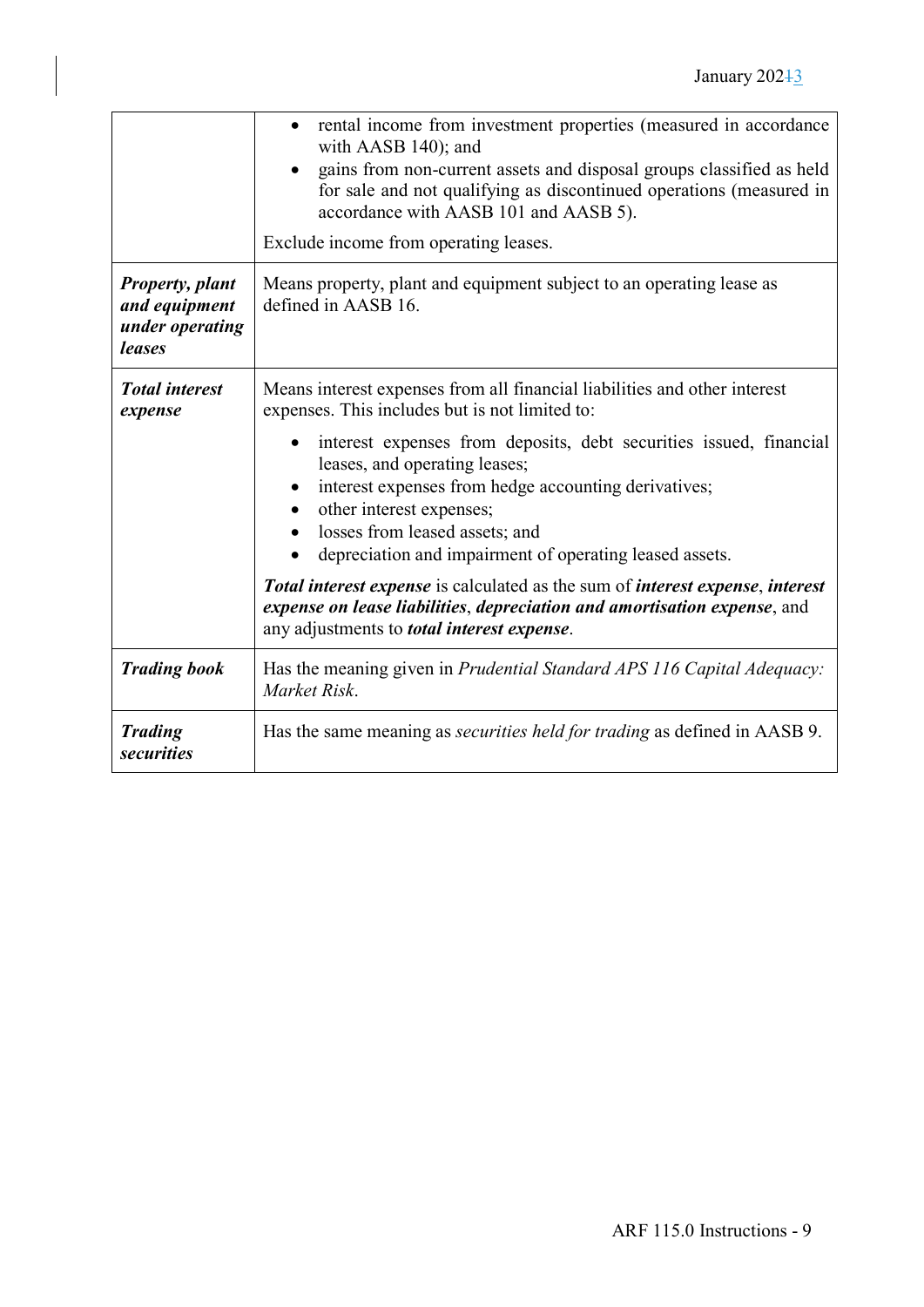| | |
|---|---|
| | • rental income from investment properties (measured in accordance with AASB 140); and<br>• gains from non-current assets and disposal groups classified as held for sale and not qualifying as discontinued operations (measured in accordance with AASB 101 and AASB 5).<br><br>Exclude income from operating leases. |
| ***Property, plant and equipment under operating leases*** | Means property, plant and equipment subject to an operating lease as defined in AASB 16. |
| ***Total interest expense*** | Means interest expenses from all financial liabilities and other interest expenses. This includes but is not limited to:<br><br>• interest expenses from deposits, debt securities issued, financial leases, and operating leases;<br>• interest expenses from hedge accounting derivatives;<br>• other interest expenses;<br>• losses from leased assets; and<br>• depreciation and impairment of operating leased assets.<br><br>***Total interest expense*** is calculated as the sum of ***interest expense***, ***interest expense on lease liabilities***, ***depreciation and amortisation expense***, and any adjustments to ***total interest expense***. |
| ***Trading book*** | Has the meaning given in *Prudential Standard APS 116 Capital Adequacy: Market Risk*. |
| ***Trading securities*** | Has the same meaning as *securities held for trading* as defined in AASB 9. |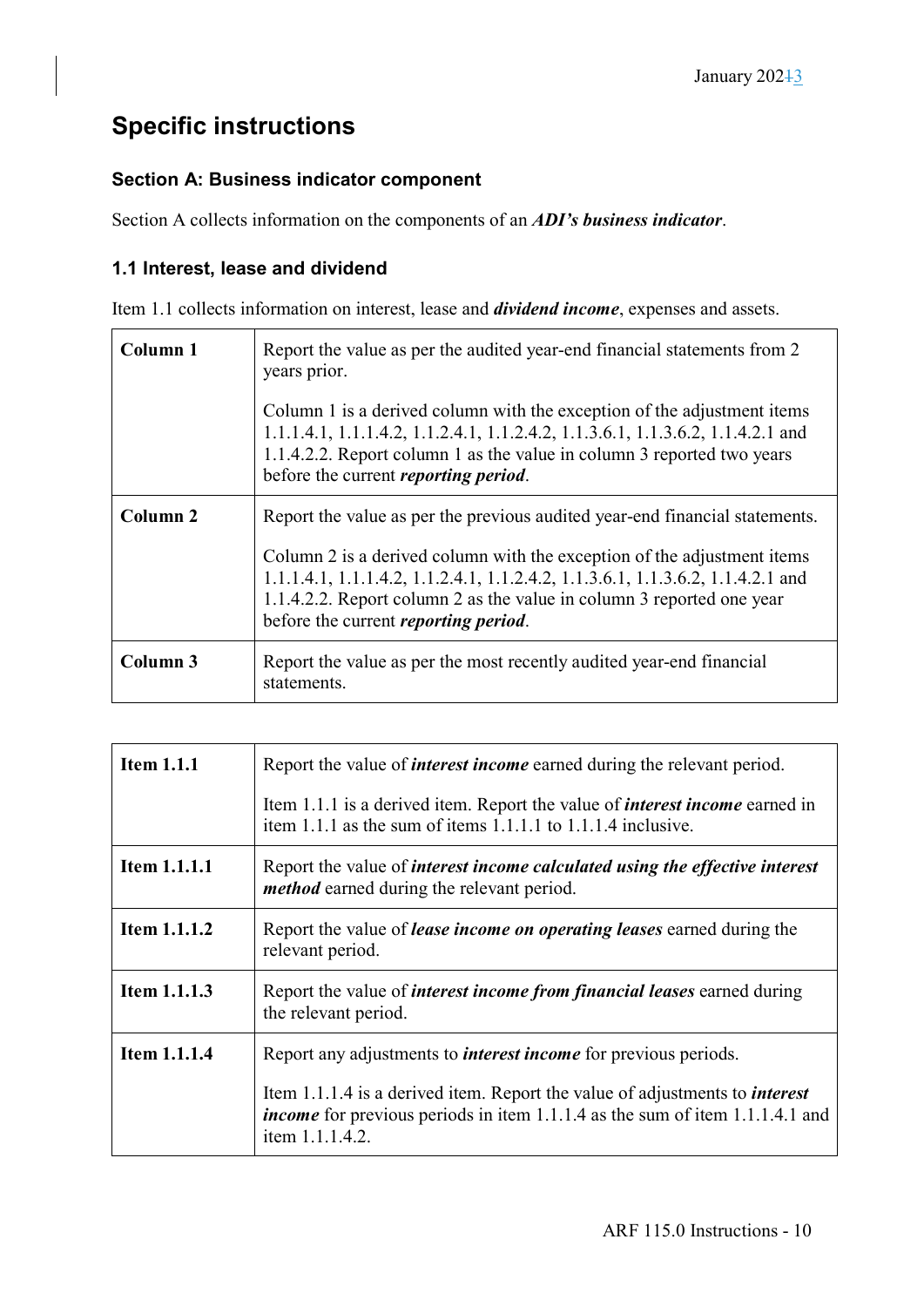# Specific instructions

## Section A: Business indicator component

Section A collects information on the components of an ***ADI's business indicator***.

### 1.1 Interest, lease and dividend

Item 1.1 collects information on interest, lease and ***dividend income***, expenses and assets.

| | |
|---|---|
| **Column 1** | Report the value as per the audited year-end financial statements from 2 years prior.<br><br>Column 1 is a derived column with the exception of the adjustment items 1.1.1.4.1, 1.1.1.4.2, 1.1.2.4.1, 1.1.2.4.2, 1.1.3.6.1, 1.1.3.6.2, 1.1.4.2.1 and 1.1.4.2.2. Report column 1 as the value in column 3 reported two years before the current ***reporting period***. |
| **Column 2** | Report the value as per the previous audited year-end financial statements.<br><br>Column 2 is a derived column with the exception of the adjustment items 1.1.1.4.1, 1.1.1.4.2, 1.1.2.4.1, 1.1.2.4.2, 1.1.3.6.1, 1.1.3.6.2, 1.1.4.2.1 and 1.1.4.2.2. Report column 2 as the value in column 3 reported one year before the current ***reporting period***. |
| **Column 3** | Report the value as per the most recently audited year-end financial statements. |

| | |
|---|---|
| **Item 1.1.1** | Report the value of ***interest income*** earned during the relevant period.<br><br>Item 1.1.1 is a derived item. Report the value of ***interest income*** earned in item 1.1.1 as the sum of items 1.1.1.1 to 1.1.1.4 inclusive. |
| **Item 1.1.1.1** | Report the value of ***interest income calculated using the effective interest method*** earned during the relevant period. |
| **Item 1.1.1.2** | Report the value of ***lease income on operating leases*** earned during the relevant period. |
| **Item 1.1.1.3** | Report the value of ***interest income from financial leases*** earned during the relevant period. |
| **Item 1.1.1.4** | Report any adjustments to ***interest income*** for previous periods.<br><br>Item 1.1.1.4 is a derived item. Report the value of adjustments to ***interest income*** for previous periods in item 1.1.1.4 as the sum of item 1.1.1.4.1 and item 1.1.1.4.2. |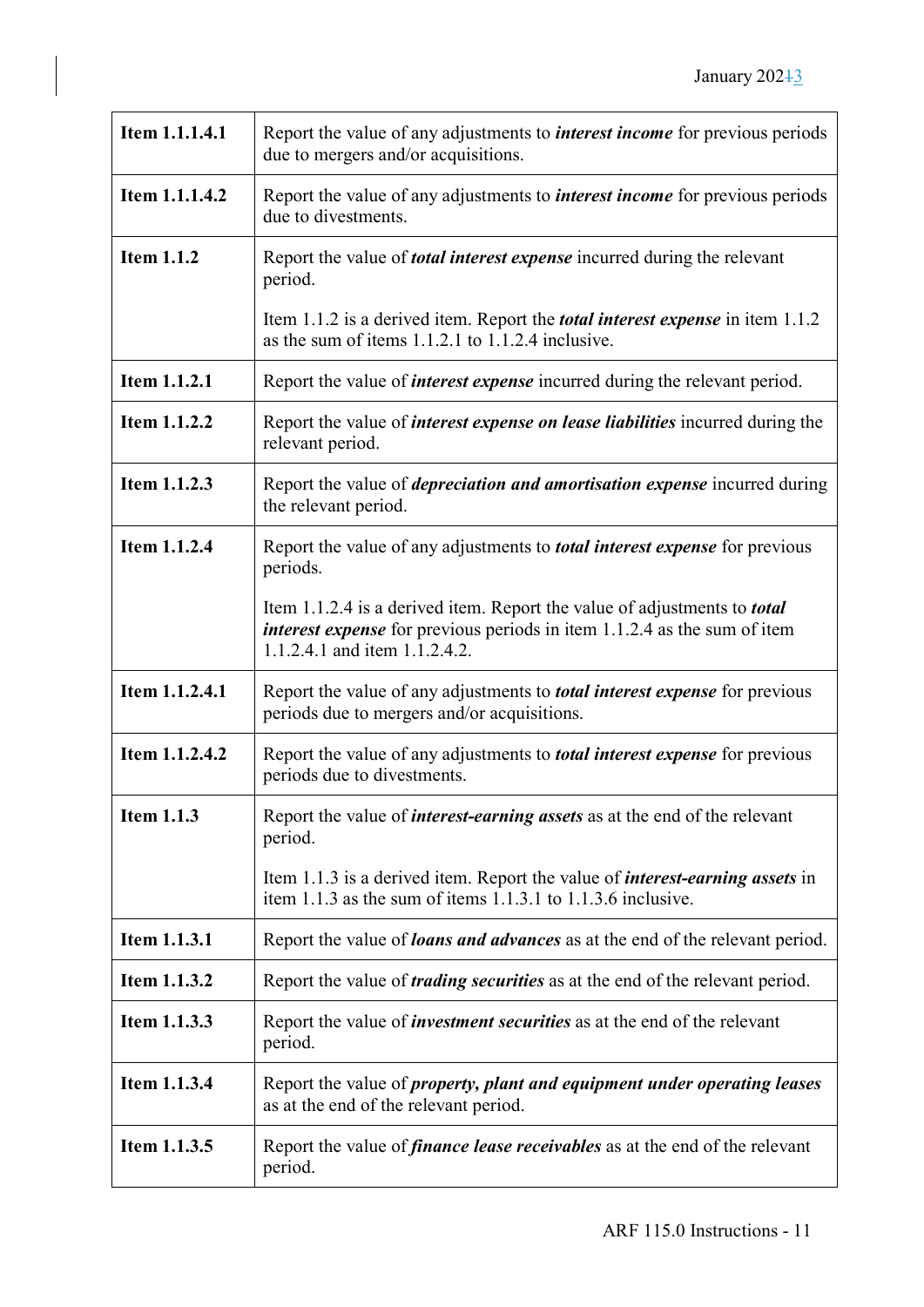| | |
|---|---|
| **Item 1.1.1.4.1** | Report the value of any adjustments to ***interest income*** for previous periods due to mergers and/or acquisitions. |
| **Item 1.1.1.4.2** | Report the value of any adjustments to ***interest income*** for previous periods due to divestments. |
| **Item 1.1.2** | Report the value of ***total interest expense*** incurred during the relevant period.<br><br>Item 1.1.2 is a derived item. Report the ***total interest expense*** in item 1.1.2 as the sum of items 1.1.2.1 to 1.1.2.4 inclusive. |
| **Item 1.1.2.1** | Report the value of ***interest expense*** incurred during the relevant period. |
| **Item 1.1.2.2** | Report the value of ***interest expense on lease liabilities*** incurred during the relevant period. |
| **Item 1.1.2.3** | Report the value of ***depreciation and amortisation expense*** incurred during the relevant period. |
| **Item 1.1.2.4** | Report the value of any adjustments to ***total interest expense*** for previous periods.<br><br>Item 1.1.2.4 is a derived item. Report the value of adjustments to ***total interest expense*** for previous periods in item 1.1.2.4 as the sum of item 1.1.2.4.1 and item 1.1.2.4.2. |
| **Item 1.1.2.4.1** | Report the value of any adjustments to ***total interest expense*** for previous periods due to mergers and/or acquisitions. |
| **Item 1.1.2.4.2** | Report the value of any adjustments to ***total interest expense*** for previous periods due to divestments. |
| **Item 1.1.3** | Report the value of ***interest-earning assets*** as at the end of the relevant period.<br><br>Item 1.1.3 is a derived item. Report the value of ***interest-earning assets*** in item 1.1.3 as the sum of items 1.1.3.1 to 1.1.3.6 inclusive. |
| **Item 1.1.3.1** | Report the value of ***loans and advances*** as at the end of the relevant period. |
| **Item 1.1.3.2** | Report the value of ***trading securities*** as at the end of the relevant period. |
| **Item 1.1.3.3** | Report the value of ***investment securities*** as at the end of the relevant period. |
| **Item 1.1.3.4** | Report the value of ***property, plant and equipment under operating leases*** as at the end of the relevant period. |
| **Item 1.1.3.5** | Report the value of ***finance lease receivables*** as at the end of the relevant period. |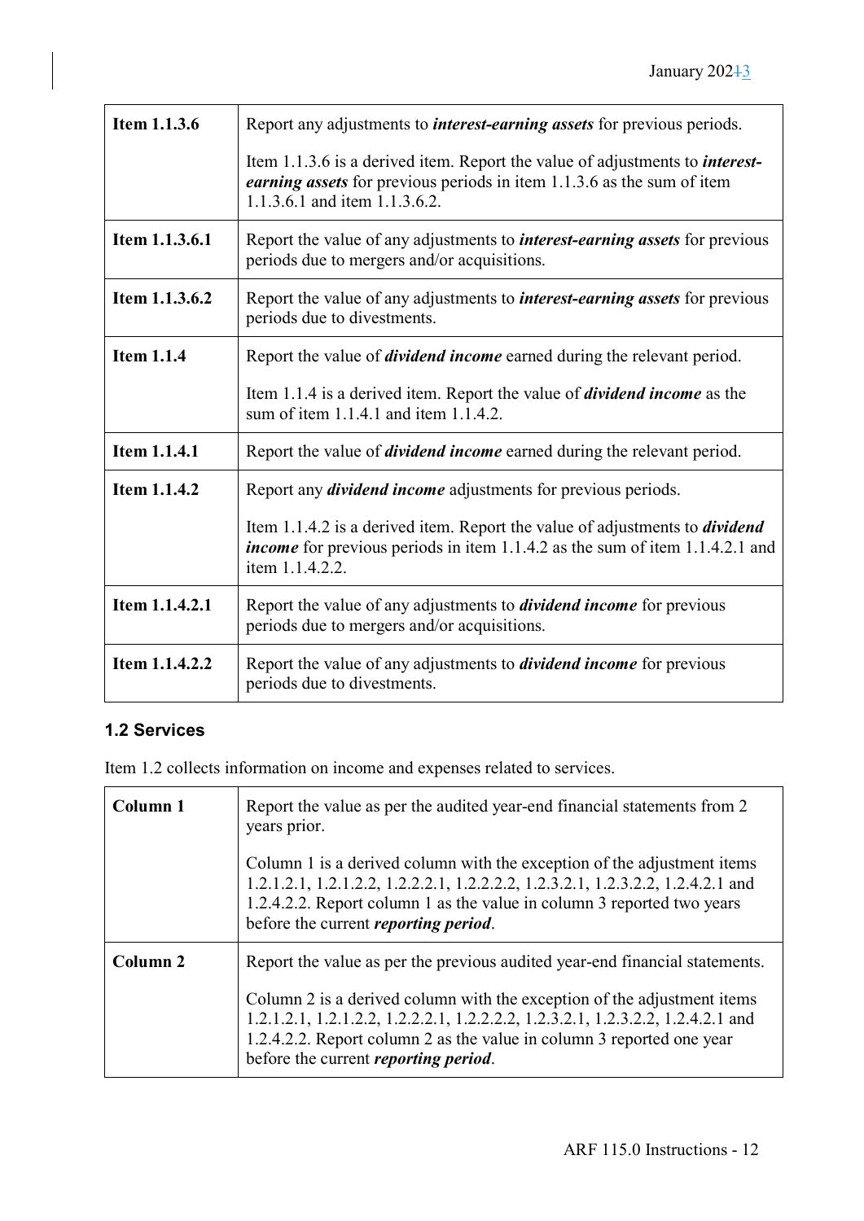| | |
|---|---|
| **Item 1.1.3.6** | Report any adjustments to ***interest-earning assets*** for previous periods.<br><br>Item 1.1.3.6 is a derived item. Report the value of adjustments to ***interest-earning assets*** for previous periods in item 1.1.3.6 as the sum of item 1.1.3.6.1 and item 1.1.3.6.2. |
| **Item 1.1.3.6.1** | Report the value of any adjustments to ***interest-earning assets*** for previous periods due to mergers and/or acquisitions. |
| **Item 1.1.3.6.2** | Report the value of any adjustments to ***interest-earning assets*** for previous periods due to divestments. |
| **Item 1.1.4** | Report the value of ***dividend income*** earned during the relevant period.<br><br>Item 1.1.4 is a derived item. Report the value of ***dividend income*** as the sum of item 1.1.4.1 and item 1.1.4.2. |
| **Item 1.1.4.1** | Report the value of ***dividend income*** earned during the relevant period. |
| **Item 1.1.4.2** | Report any ***dividend income*** adjustments for previous periods.<br><br>Item 1.1.4.2 is a derived item. Report the value of adjustments to ***dividend income*** for previous periods in item 1.1.4.2 as the sum of item 1.1.4.2.1 and item 1.1.4.2.2. |
| **Item 1.1.4.2.1** | Report the value of any adjustments to ***dividend income*** for previous periods due to mergers and/or acquisitions. |
| **Item 1.1.4.2.2** | Report the value of any adjustments to ***dividend income*** for previous periods due to divestments. |

### 1.2 Services

Item 1.2 collects information on income and expenses related to services.

| | |
|---|---|
| **Column 1** | Report the value as per the audited year-end financial statements from 2 years prior.<br><br>Column 1 is a derived column with the exception of the adjustment items 1.2.1.2.1, 1.2.1.2.2, 1.2.2.2.1, 1.2.2.2.2, 1.2.3.2.1, 1.2.3.2.2, 1.2.4.2.1 and 1.2.4.2.2. Report column 1 as the value in column 3 reported two years before the current ***reporting period***. |
| **Column 2** | Report the value as per the previous audited year-end financial statements.<br><br>Column 2 is a derived column with the exception of the adjustment items 1.2.1.2.1, 1.2.1.2.2, 1.2.2.2.1, 1.2.2.2.2, 1.2.3.2.1, 1.2.3.2.2, 1.2.4.2.1 and 1.2.4.2.2. Report column 2 as the value in column 3 reported one year before the current ***reporting period***. |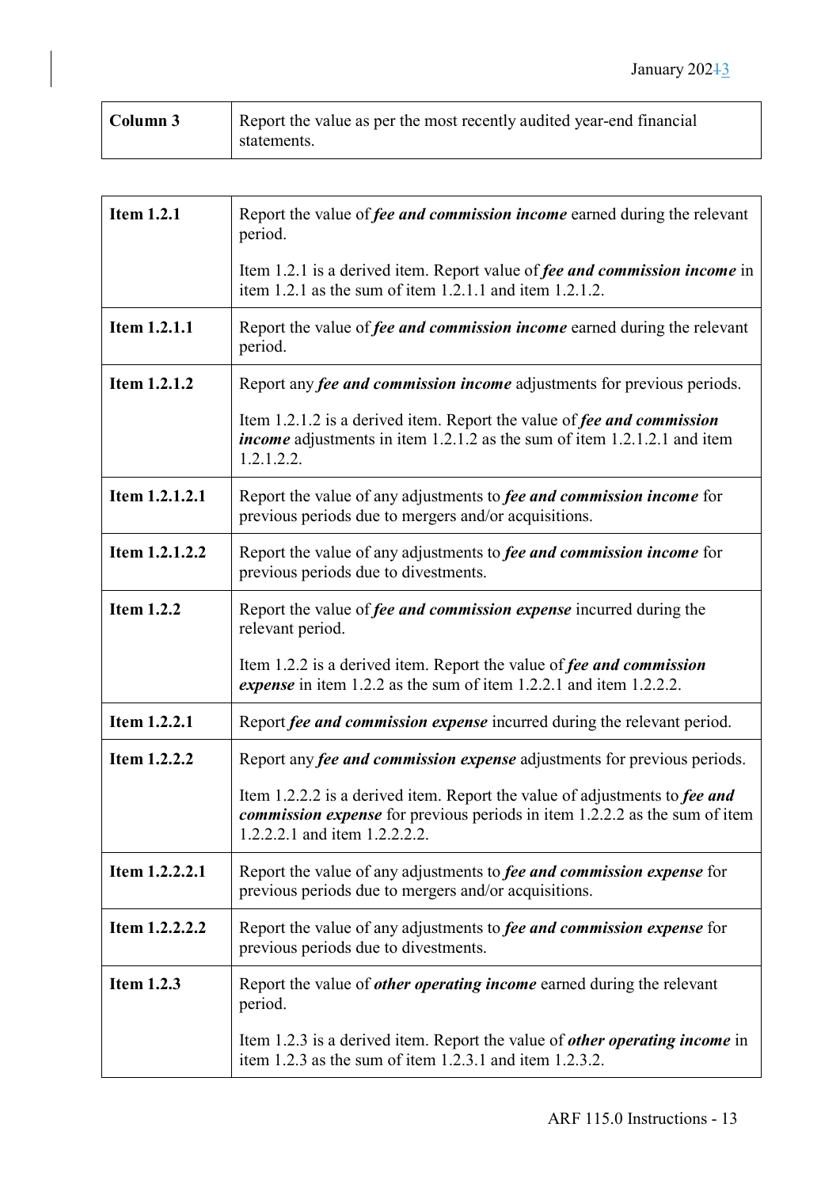| Column 3 | Report the value as per the most recently audited year-end financial statements. |
|---|---|

| Item 1.2.1 | Report the value of ***fee and commission income*** earned during the relevant period.<br><br>Item 1.2.1 is a derived item. Report value of ***fee and commission income*** in item 1.2.1 as the sum of item 1.2.1.1 and item 1.2.1.2. |
|---|---|
| **Item 1.2.1.1** | Report the value of ***fee and commission income*** earned during the relevant period. |
| **Item 1.2.1.2** | Report any ***fee and commission income*** adjustments for previous periods.<br><br>Item 1.2.1.2 is a derived item. Report the value of ***fee and commission income*** adjustments in item 1.2.1.2 as the sum of item 1.2.1.2.1 and item 1.2.1.2.2. |
| **Item 1.2.1.2.1** | Report the value of any adjustments to ***fee and commission income*** for previous periods due to mergers and/or acquisitions. |
| **Item 1.2.1.2.2** | Report the value of any adjustments to ***fee and commission income*** for previous periods due to divestments. |
| **Item 1.2.2** | Report the value of ***fee and commission expense*** incurred during the relevant period.<br><br>Item 1.2.2 is a derived item. Report the value of ***fee and commission expense*** in item 1.2.2 as the sum of item 1.2.2.1 and item 1.2.2.2. |
| **Item 1.2.2.1** | Report ***fee and commission expense*** incurred during the relevant period. |
| **Item 1.2.2.2** | Report any ***fee and commission expense*** adjustments for previous periods.<br><br>Item 1.2.2.2 is a derived item. Report the value of adjustments to ***fee and commission expense*** for previous periods in item 1.2.2.2 as the sum of item 1.2.2.2.1 and item 1.2.2.2.2. |
| **Item 1.2.2.2.1** | Report the value of any adjustments to ***fee and commission expense*** for previous periods due to mergers and/or acquisitions. |
| **Item 1.2.2.2.2** | Report the value of any adjustments to ***fee and commission expense*** for previous periods due to divestments. |
| **Item 1.2.3** | Report the value of ***other operating income*** earned during the relevant period.<br><br>Item 1.2.3 is a derived item. Report the value of ***other operating income*** in item 1.2.3 as the sum of item 1.2.3.1 and item 1.2.3.2. |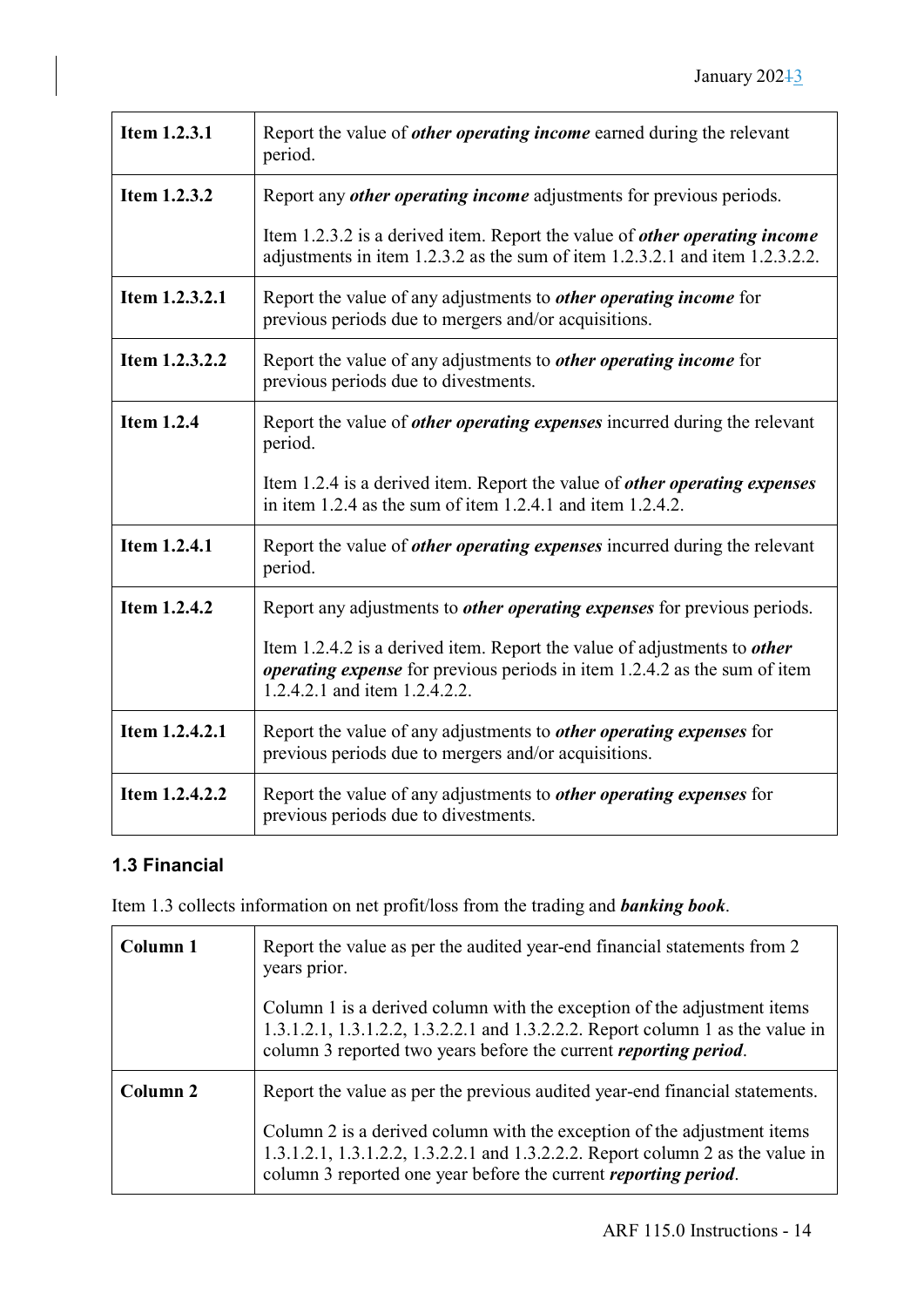| Item 1.2.3.1 | Report the value of ***other operating income*** earned during the relevant period. |
|---|---|
| Item 1.2.3.2 | Report any ***other operating income*** adjustments for previous periods.<br><br>Item 1.2.3.2 is a derived item. Report the value of ***other operating income*** adjustments in item 1.2.3.2 as the sum of item 1.2.3.2.1 and item 1.2.3.2.2. |
| Item 1.2.3.2.1 | Report the value of any adjustments to ***other operating income*** for previous periods due to mergers and/or acquisitions. |
| Item 1.2.3.2.2 | Report the value of any adjustments to ***other operating income*** for previous periods due to divestments. |
| Item 1.2.4 | Report the value of ***other operating expenses*** incurred during the relevant period.<br><br>Item 1.2.4 is a derived item. Report the value of ***other operating expenses*** in item 1.2.4 as the sum of item 1.2.4.1 and item 1.2.4.2. |
| Item 1.2.4.1 | Report the value of ***other operating expenses*** incurred during the relevant period. |
| Item 1.2.4.2 | Report any adjustments to ***other operating expenses*** for previous periods.<br><br>Item 1.2.4.2 is a derived item. Report the value of adjustments to ***other operating expense*** for previous periods in item 1.2.4.2 as the sum of item 1.2.4.2.1 and item 1.2.4.2.2. |
| Item 1.2.4.2.1 | Report the value of any adjustments to ***other operating expenses*** for previous periods due to mergers and/or acquisitions. |
| Item 1.2.4.2.2 | Report the value of any adjustments to ***other operating expenses*** for previous periods due to divestments. |

### 1.3 Financial

Item 1.3 collects information on net profit/loss from the trading and ***banking book***.

| Column 1 | Report the value as per the audited year-end financial statements from 2 years prior.<br><br>Column 1 is a derived column with the exception of the adjustment items 1.3.1.2.1, 1.3.1.2.2, 1.3.2.2.1 and 1.3.2.2.2. Report column 1 as the value in column 3 reported two years before the current ***reporting period***. |
|---|---|
| Column 2 | Report the value as per the previous audited year-end financial statements.<br><br>Column 2 is a derived column with the exception of the adjustment items 1.3.1.2.1, 1.3.1.2.2, 1.3.2.2.1 and 1.3.2.2.2. Report column 2 as the value in column 3 reported one year before the current ***reporting period***. |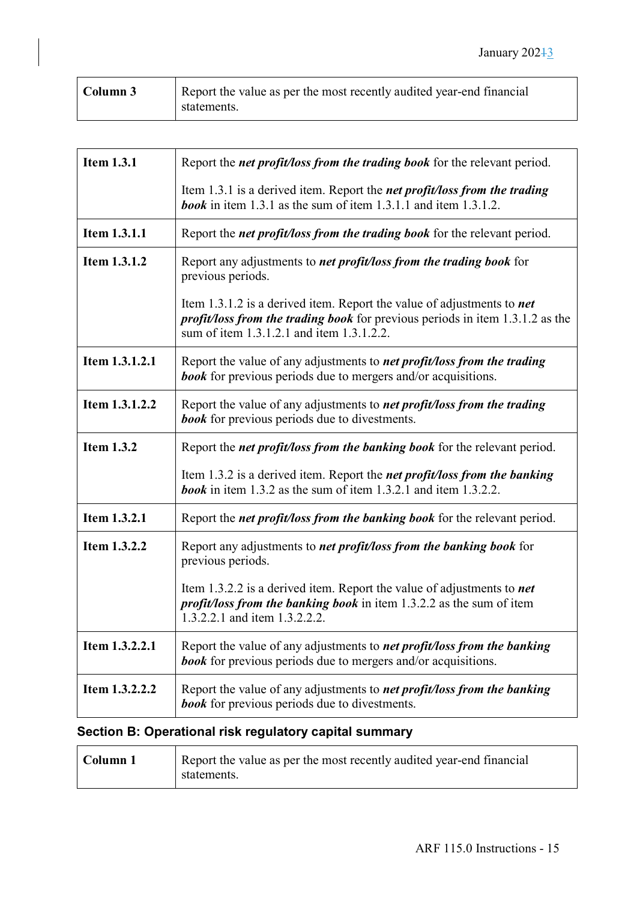| Column 3 | Report the value as per the most recently audited year-end financial statements. |
|---|---|

| Item 1.3.1 | Report the ***net profit/loss from the trading book*** for the relevant period.<br><br>Item 1.3.1 is a derived item. Report the ***net profit/loss from the trading book*** in item 1.3.1 as the sum of item 1.3.1.1 and item 1.3.1.2. |
|---|---|
| Item 1.3.1.1 | Report the ***net profit/loss from the trading book*** for the relevant period. |
| Item 1.3.1.2 | Report any adjustments to ***net profit/loss from the trading book*** for previous periods.<br><br>Item 1.3.1.2 is a derived item. Report the value of adjustments to ***net profit/loss from the trading book*** for previous periods in item 1.3.1.2 as the sum of item 1.3.1.2.1 and item 1.3.1.2.2. |
| Item 1.3.1.2.1 | Report the value of any adjustments to ***net profit/loss from the trading book*** for previous periods due to mergers and/or acquisitions. |
| Item 1.3.1.2.2 | Report the value of any adjustments to ***net profit/loss from the trading book*** for previous periods due to divestments. |
| Item 1.3.2 | Report the ***net profit/loss from the banking book*** for the relevant period.<br><br>Item 1.3.2 is a derived item. Report the ***net profit/loss from the banking book*** in item 1.3.2 as the sum of item 1.3.2.1 and item 1.3.2.2. |
| Item 1.3.2.1 | Report the ***net profit/loss from the banking book*** for the relevant period. |
| Item 1.3.2.2 | Report any adjustments to ***net profit/loss from the banking book*** for previous periods.<br><br>Item 1.3.2.2 is a derived item. Report the value of adjustments to ***net profit/loss from the banking book*** in item 1.3.2.2 as the sum of item 1.3.2.2.1 and item 1.3.2.2.2. |
| Item 1.3.2.2.1 | Report the value of any adjustments to ***net profit/loss from the banking book*** for previous periods due to mergers and/or acquisitions. |
| Item 1.3.2.2.2 | Report the value of any adjustments to ***net profit/loss from the banking book*** for previous periods due to divestments. |

## Section B: Operational risk regulatory capital summary

| Column 1 | Report the value as per the most recently audited year-end financial statements. |
|---|---|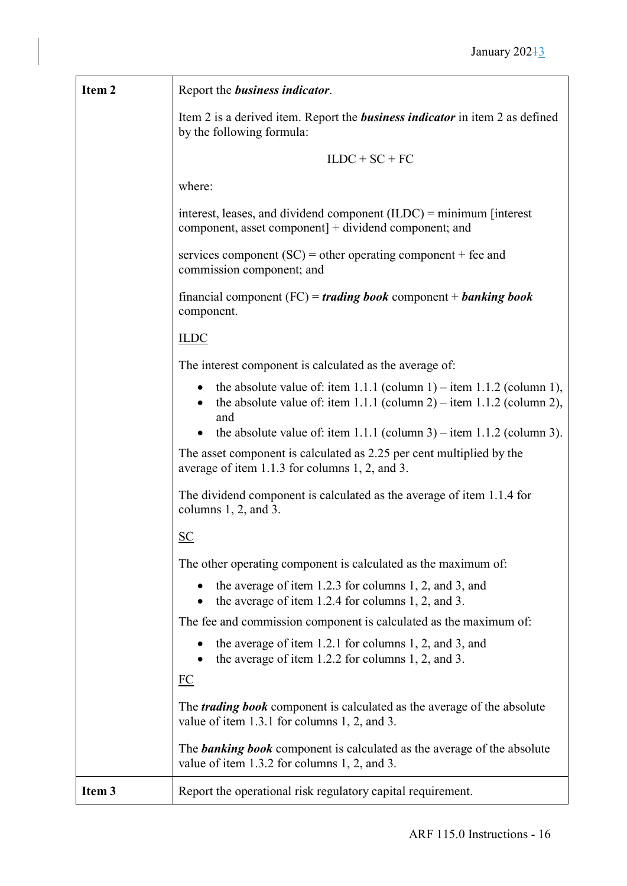| | |
|---|---|
| **Item 2** | Report the ***business indicator***.<br><br>Item 2 is a derived item. Report the ***business indicator*** in item 2 as defined by the following formula:<br><br>ILDC + SC + FC<br><br>where:<br><br>interest, leases, and dividend component (ILDC) = minimum [interest component, asset component] + dividend component; and<br><br>services component (SC) = other operating component + fee and commission component; and<br><br>financial component (FC) = ***trading book*** component + ***banking book*** component.<br><br><u>ILDC</u><br><br>The interest component is calculated as the average of:<br>• the absolute value of: item 1.1.1 (column 1) – item 1.1.2 (column 1),<br>• the absolute value of: item 1.1.1 (column 2) – item 1.1.2 (column 2), and<br>• the absolute value of: item 1.1.1 (column 3) – item 1.1.2 (column 3).<br><br>The asset component is calculated as 2.25 per cent multiplied by the average of item 1.1.3 for columns 1, 2, and 3.<br><br>The dividend component is calculated as the average of item 1.1.4 for columns 1, 2, and 3.<br><br><u>SC</u><br><br>The other operating component is calculated as the maximum of:<br>• the average of item 1.2.3 for columns 1, 2, and 3, and<br>• the average of item 1.2.4 for columns 1, 2, and 3.<br><br>The fee and commission component is calculated as the maximum of:<br>• the average of item 1.2.1 for columns 1, 2, and 3, and<br>• the average of item 1.2.2 for columns 1, 2, and 3.<br><br><u>FC</u><br><br>The ***trading book*** component is calculated as the average of the absolute value of item 1.3.1 for columns 1, 2, and 3.<br><br>The ***banking book*** component is calculated as the average of the absolute value of item 1.3.2 for columns 1, 2, and 3. |
| **Item 3** | Report the operational risk regulatory capital requirement. |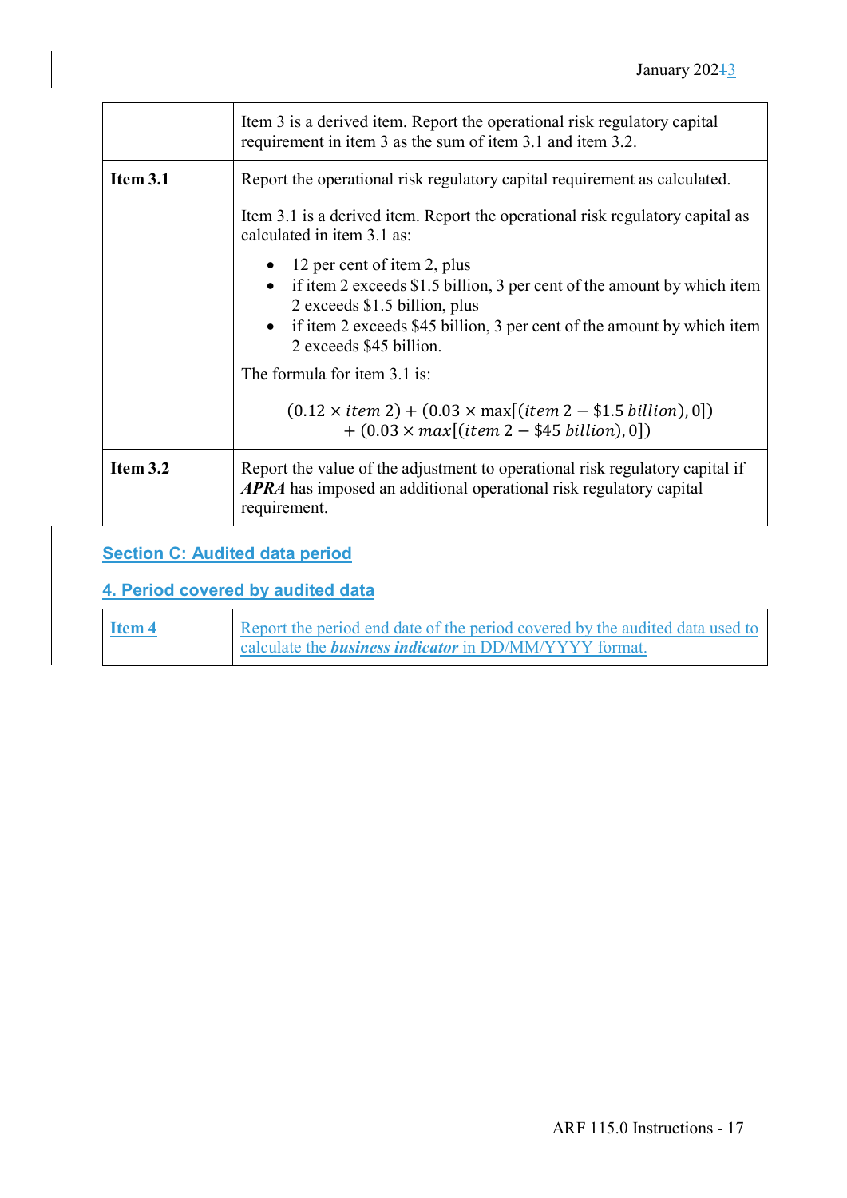| | |
|---|---|
| | Item 3 is a derived item. Report the operational risk regulatory capital requirement in item 3 as the sum of item 3.1 and item 3.2. |
| **Item 3.1** | Report the operational risk regulatory capital requirement as calculated.<br><br>Item 3.1 is a derived item. Report the operational risk regulatory capital as calculated in item 3.1 as:<br><br>• 12 per cent of item 2, plus<br>• if item 2 exceeds \$1.5 billion, 3 per cent of the amount by which item 2 exceeds \$1.5 billion, plus<br>• if item 2 exceeds \$45 billion, 3 per cent of the amount by which item 2 exceeds \$45 billion.<br><br>The formula for item 3.1 is:<br><br>$(0.12 \times item\ 2) + (0.03 \times \max[(item\ 2 - \$1.5\ billion), 0]) + (0.03 \times max[(item\ 2 - \$45\ billion), 0])$ |
| **Item 3.2** | Report the value of the adjustment to operational risk regulatory capital if ***APRA*** has imposed an additional operational risk regulatory capital requirement. |

## Section C: Audited data period

### 4. Period covered by audited data

| | |
|---|---|
| **Item 4** | Report the period end date of the period covered by the audited data used to calculate the ***business indicator*** in DD/MM/YYYY format. |